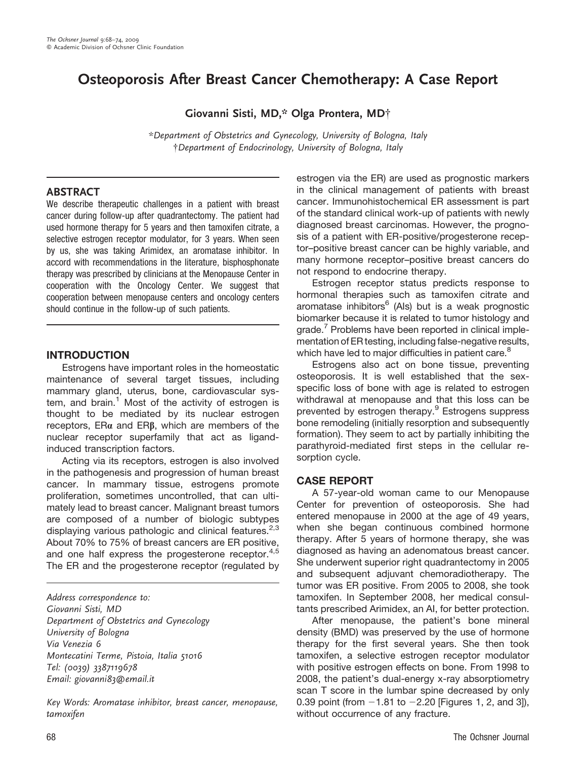# Osteoporosis After Breast Cancer Chemotherapy: A Case Report

**Giovanni Sisti, MD,* Olga Prontera, MD†**

*\*Department of Obstetrics and Gynecology, University of Bologna, Italy*
*†Department of Endocrinology, University of Bologna, Italy*

## ABSTRACT

We describe therapeutic challenges in a patient with breast cancer during follow-up after quadrantectomy. The patient had used hormone therapy for 5 years and then tamoxifen citrate, a selective estrogen receptor modulator, for 3 years. When seen by us, she was taking Arimidex, an aromatase inhibitor. In accord with recommendations in the literature, bisphosphonate therapy was prescribed by clinicians at the Menopause Center in cooperation with the Oncology Center. We suggest that cooperation between menopause centers and oncology centers should continue in the follow-up of such patients.

## INTRODUCTION

Estrogens have important roles in the homeostatic maintenance of several target tissues, including mammary gland, uterus, bone, cardiovascular system, and brain.[1] Most of the activity of estrogen is thought to be mediated by its nuclear estrogen receptors, ER$\alpha$ and ER$\beta$, which are members of the nuclear receptor superfamily that act as ligand-induced transcription factors.

Acting via its receptors, estrogen is also involved in the pathogenesis and progression of human breast cancer. In mammary tissue, estrogens promote proliferation, sometimes uncontrolled, that can ultimately lead to breast cancer. Malignant breast tumors are composed of a number of biologic subtypes displaying various pathologic and clinical features.[2,3] About 70% to 75% of breast cancers are ER positive, and one half express the progesterone receptor.[4,5] The ER and the progesterone receptor (regulated by estrogen via the ER) are used as prognostic markers in the clinical management of patients with breast cancer. Immunohistochemical ER assessment is part of the standard clinical work-up of patients with newly diagnosed breast carcinomas. However, the prognosis of a patient with ER-positive/progesterone receptor–positive breast cancer can be highly variable, and many hormone receptor–positive breast cancers do not respond to endocrine therapy.

Estrogen receptor status predicts response to hormonal therapies such as tamoxifen citrate and aromatase inhibitors[6] (AIs) but is a weak prognostic biomarker because it is related to tumor histology and grade.[7] Problems have been reported in clinical implementation of ER testing, including false-negative results, which have led to major difficulties in patient care.[8]

Estrogens also act on bone tissue, preventing osteoporosis. It is well established that the sex-specific loss of bone with age is related to estrogen withdrawal at menopause and that this loss can be prevented by estrogen therapy.[9] Estrogens suppress bone remodeling (initially resorption and subsequently formation). They seem to act by partially inhibiting the parathyroid-mediated first steps in the cellular resorption cycle.

## CASE REPORT

A 57-year-old woman came to our Menopause Center for prevention of osteoporosis. She had entered menopause in 2000 at the age of 49 years, when she began continuous combined hormone therapy. After 5 years of hormone therapy, she was diagnosed as having an adenomatous breast cancer. She underwent superior right quadrantectomy in 2005 and subsequent adjuvant chemoradiotherapy. The tumor was ER positive. From 2005 to 2008, she took tamoxifen. In September 2008, her medical consultants prescribed Arimidex, an AI, for better protection.

After menopause, the patient's bone mineral density (BMD) was preserved by the use of hormone therapy for the first several years. She then took tamoxifen, a selective estrogen receptor modulator with positive estrogen effects on bone. From 1998 to 2008, the patient's dual-energy x-ray absorptiometry scan T score in the lumbar spine decreased by only 0.39 point (from −1.81 to −2.20 [Figures 1, 2, and 3]), without occurrence of any fracture.

*Address correspondence to:*
*Giovanni Sisti, MD*
*Department of Obstetrics and Gynecology*
*University of Bologna*
*Via Venezia 6*
*Montecatini Terme, Pistoia, Italia 51016*
*Tel: (0039) 3387119678*
*Email: giovanni83@email.it*

*Key Words: Aromatase inhibitor, breast cancer, menopause, tamoxifen*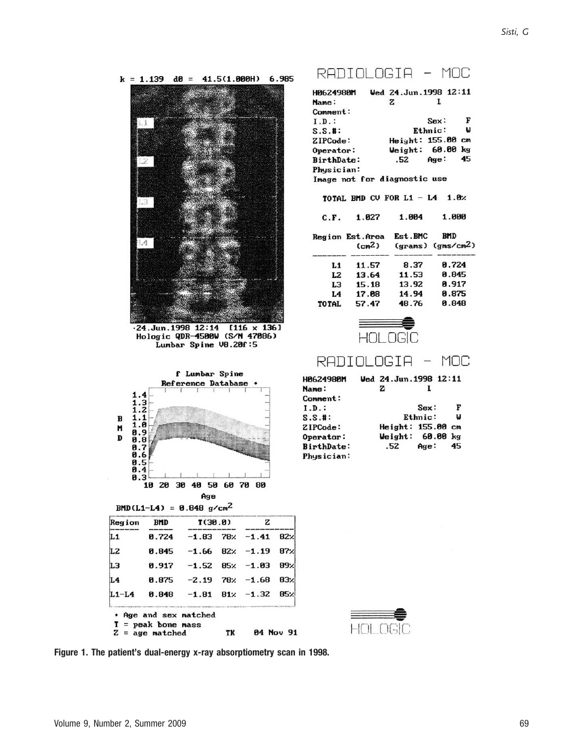k = 1.139 d0 = 41.5(1.000H) 6.985

L1

L2

L3

L4

·24.Jun.1998 12:14 [116 x 136]
Hologic QDR-4500W (S/N 47086)
Lumbar Spine V8.20f:5

RADIOLOGIA - MOC

H0624980M Wed 24.Jun.1998 12:11
Name: Z I
Comment:
I.D.: Sex: F
S.S.#: Ethnic: W
ZIPCode: Height: 155.00 cm
Operator: Weight: 60.00 kg
BirthDate: .52 Age: 45
Physician:
Image not for diagnostic use

TOTAL BMD CV FOR L1 - L4 1.0%

| C.F. | 1.027 | 1.004 | 1.000 |
|---|---|---|---|

| Region | Est.Area ($cm^2$) | Est.BMC (grams) | BMD (gms/$cm^2$) |
|---|---|---|---|
| L1 | 11.57 | 8.37 | 0.724 |
| L2 | 13.64 | 11.53 | 0.845 |
| L3 | 15.18 | 13.92 | 0.917 |
| L4 | 17.08 | 14.94 | 0.875 |
| TOTAL | 57.47 | 48.76 | 0.848 |

HOLOGIC

f Lumbar Spine
Reference Database •

BMD

1.4
1.3
1.2
1.1
1.0
0.9
0.8
0.7
0.6
0.5
0.4
0.3

10 20 30 40 50 60 70 80

Age

BMD(L1-L4) = 0.848 g/$cm^2$

| Region | BMD | T(30.0) | | Z | |
|---|---|---|---|---|---|
| L1 | 0.724 | -1.83 | 78% | -1.41 | 82% |
| L2 | 0.845 | -1.66 | 82% | -1.19 | 87% |
| L3 | 0.917 | -1.52 | 85% | -1.03 | 89% |
| L4 | 0.875 | -2.19 | 78% | -1.68 | 83% |
| L1-L4 | 0.848 | -1.81 | 81% | -1.32 | 85% |

• Age and sex matched
T = peak bone mass
Z = age matched TK 04 Nov 91

RADIOLOGIA - MOC

H0624980M Wed 24.Jun.1998 12:11
Name: Z I
Comment:
I.D.: Sex: F
S.S.#: Ethnic: W
ZIPCode: Height: 155.00 cm
Operator: Weight: 60.00 kg
BirthDate: .52 Age: 45
Physician:

HOLOGIC

**Figure 1. The patient's dual-energy x-ray absorptiometry scan in 1998.**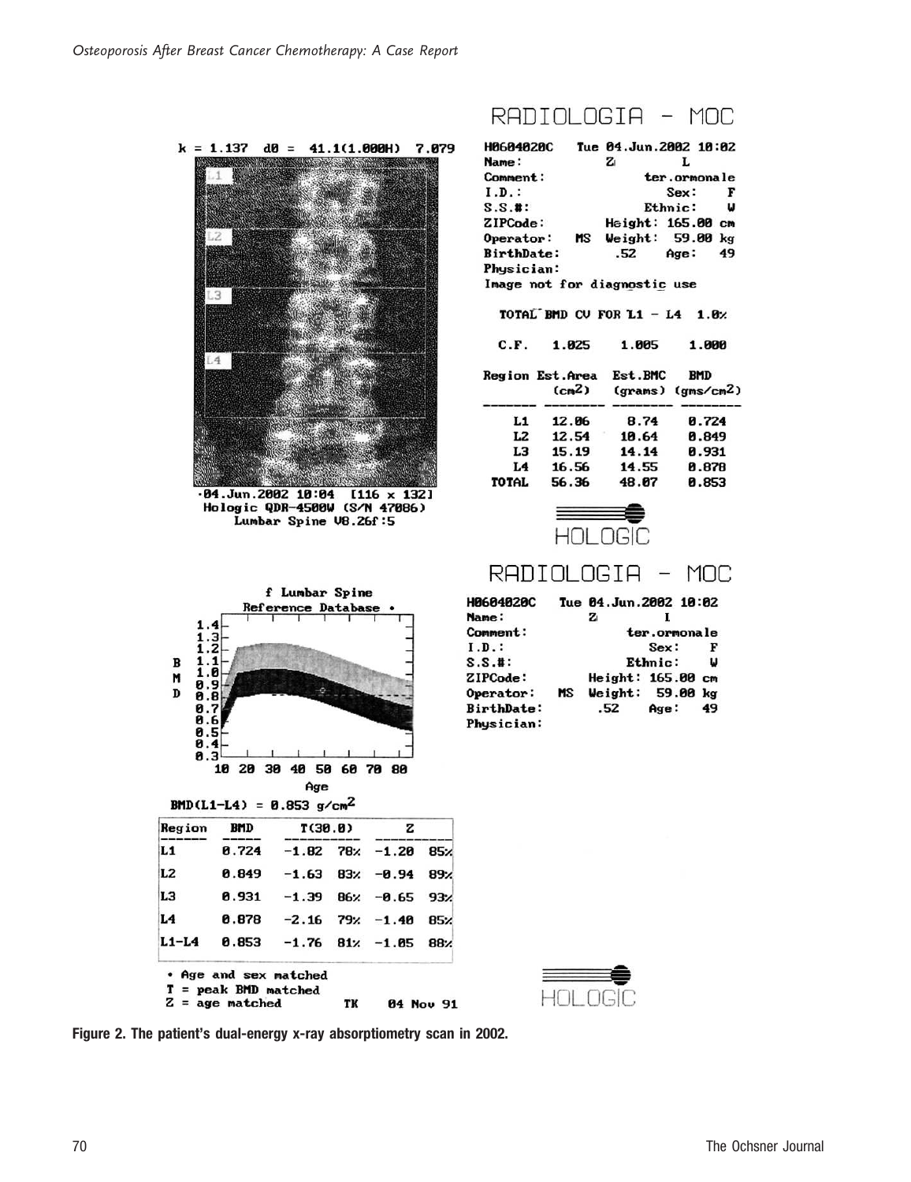RADIOLOGIA - MOC

k = 1.137 d0 = 41.1(1.000H) 7.079

L1
L2
L3
L4

·04.Jun.2002 10:04 [116 x 132]
Hologic QDR-4500W (S/N 47086)
Lumbar Spine V8.26f:5

H0604020C Tue 04.Jun.2002 10:02
Name: Z L
Comment: ter.ormonale
I.D.: Sex: F
S.S.#: Ethnic: W
ZIPCode: Height: 165.00 cm
Operator: MS Weight: 59.00 kg
BirthDate: .52 Age: 49
Physician:
Image not for diagnostic use

TOTAL BMD CV FOR L1 - L4 1.0%

C.F. 1.025 1.005 1.000

| Region | Est.Area ($cm^2$) | Est.BMC (grams) | BMD ($gms/cm^2$) |
|---|---|---|---|
| L1 | 12.06 | 8.74 | 0.724 |
| L2 | 12.54 | 10.64 | 0.849 |
| L3 | 15.19 | 14.14 | 0.931 |
| L4 | 16.56 | 14.55 | 0.878 |
| TOTAL | 56.36 | 48.07 | 0.853 |

HOLOGIC

RADIOLOGIA - MOC

f Lumbar Spine
Reference Database •

BMD
1.4
1.3
1.2
1.1
1.0
0.9
0.8
0.7
0.6
0.5
0.4
0.3
10 20 30 40 50 60 70 80
Age

H0604020C Tue 04.Jun.2002 10:02
Name: Z I
Comment: ter.ormonale
I.D.: Sex: F
S.S.#: Ethnic: W
ZIPCode: Height: 165.00 cm
Operator: MS Weight: 59.00 kg
BirthDate: .52 Age: 49
Physician:

BMD(L1-L4) = 0.853 $g/cm^2$

| Region | BMD | T(30.0) | | Z | |
|---|---|---|---|---|---|
| L1 | 0.724 | -1.82 | 78% | -1.20 | 85% |
| L2 | 0.849 | -1.63 | 83% | -0.94 | 89% |
| L3 | 0.931 | -1.39 | 86% | -0.65 | 93% |
| L4 | 0.878 | -2.16 | 79% | -1.40 | 85% |
| L1-L4 | 0.853 | -1.76 | 81% | -1.05 | 88% |

• Age and sex matched
T = peak BMD matched
Z = age matched TK 04 Nov 91

HOLOGIC

**Figure 2. The patient's dual-energy x-ray absorptiometry scan in 2002.**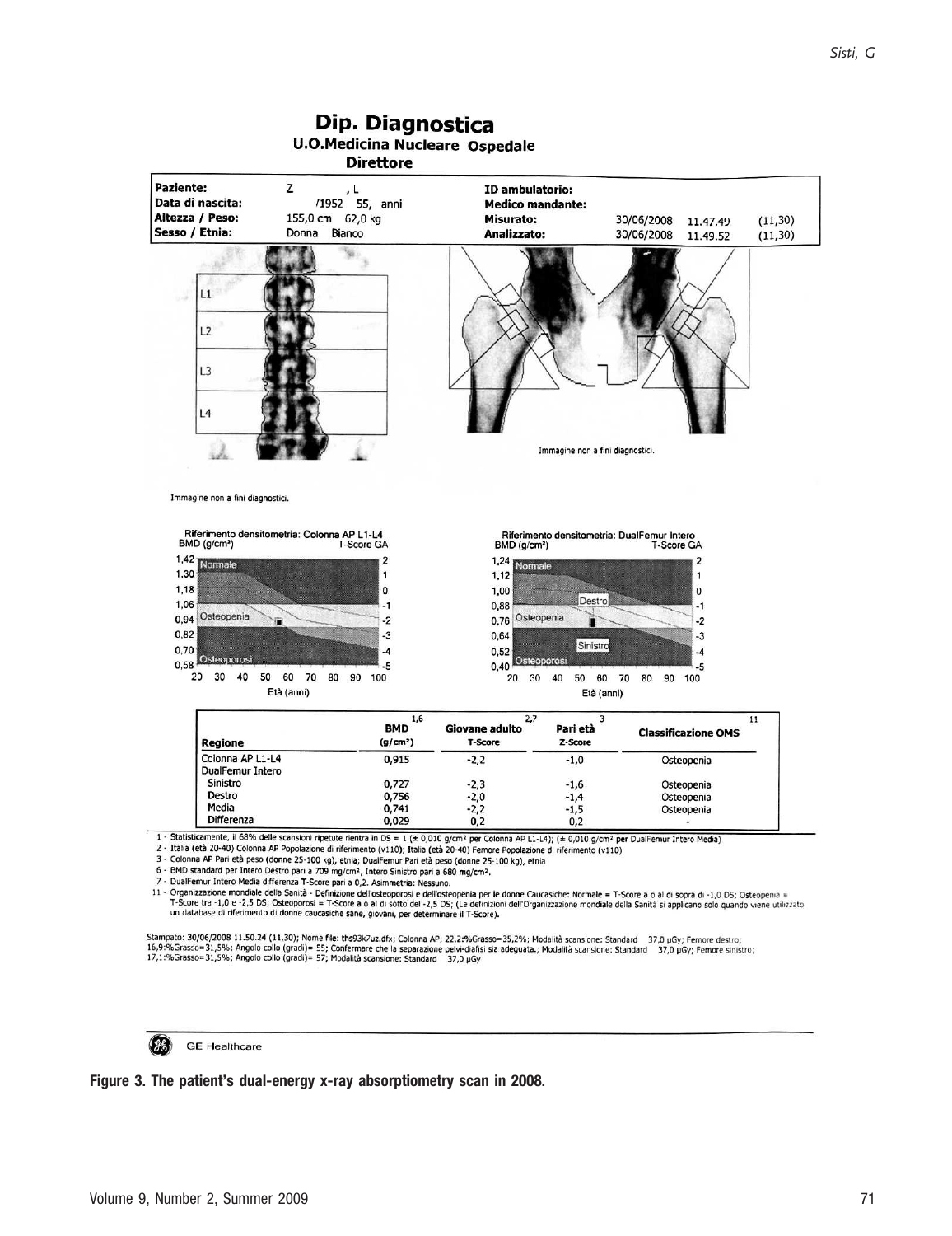# Dip. Diagnostica

**U.O.Medicina Nucleare Ospedale**

**Direttore**

| | | | | | |
|---|---|---|---|---|---|
| **Paziente:** | Z , L | **ID ambulatorio:** | | | |
| **Data di nascita:** | /1952 55, anni | **Medico mandante:** | | | |
| **Altezza / Peso:** | 155,0 cm 62,0 kg | **Misurato:** | 30/06/2008 | 11.47.49 | (11,30) |
| **Sesso / Etnia:** | Donna Bianco | **Analizzato:** | 30/06/2008 | 11.49.52 | (11,30) |

L1
L2
L3
L4

Immagine non a fini diagnostici.

Immagine non a fini diagnostici.

Riferimento densitometria: Colonna AP L1-L4
BMD (g/cm²) T-Score GA
1,42 1,30 1,18 1,06 0,94 0,82 0,70 0,58
2 1 0 -1 -2 -3 -4 -5
Normale
Osteopenia
Osteoporosi
20 30 40 50 60 70 80 90 100
Età (anni)

Riferimento densitometria: DualFemur Intero
BMD (g/cm²) T-Score GA
1,24 1,12 1,00 0,88 0,76 0,64 0,52 0,40
2 1 0 -1 -2 -3 -4 -5
Normale
Destro
Osteopenia
Sinistro
Osteoporosi
20 30 40 50 60 70 80 90 100
Età (anni)

| Regione | BMD[1,6] (g/cm²) | Giovane adulto[2,7] T-Score | Pari età[3] Z-Score | Classificazione OMS[11] |
|---|---|---|---|---|
| Colonna AP L1-L4 | 0,915 | -2,2 | -1,0 | Osteopenia |
| DualFemur Intero | | | | |
| Sinistro | 0,727 | -2,3 | -1,6 | Osteopenia |
| Destro | 0,756 | -2,0 | -1,4 | Osteopenia |
| Media | 0,741 | -2,2 | -1,5 | Osteopenia |
| Differenza | 0,029 | 0,2 | 0,2 | - |

1 - Statisticamente, il 68% delle scansioni ripetute rientra in DS = 1 (± 0,010 g/cm² per Colonna AP L1-L4); (± 0,010 g/cm² per DualFemur Intero Media)
2 - Italia (età 20-40) Colonna AP Popolazione di riferimento (v110); Italia (età 20-40) Femore Popolazione di riferimento (v110)
3 - Colonna AP Pari età peso (donne 25-100 kg), etnia; DualFemur Pari età peso (donne 25-100 kg), etnia
6 - BMD standard per Intero Destro pari a 709 mg/cm², Intero Sinistro pari a 680 mg/cm².
7 - DualFemur Intero Media differenza T-Score pari a 0,2. Asimmetria: Nessuno.
11 - Organizzazione mondiale della Sanità - Definizione dell'osteoporosi e dell'osteopenia per le donne Caucasiche: Normale = T-Score a o al di sopra di -1,0 DS; Osteopenia = T-Score tra -1,0 e -2,5 DS; Osteoporosi = T-Score a o al di sotto del -2,5 DS; (Le definizioni dell'Organizzazione mondiale della Sanità si applicano solo quando viene utilizzato un database di riferimento di donne caucasiche sane, giovani, per determinare il T-Score).

Stampato: 30/06/2008 11.50.24 (11,30); Nome file: ths93k7uz.dfx; Colonna AP; 22,2:%Grasso=35,2%; Modalità scansione: Standard 37,0 μGy; Femore destro; 16,9:%Grasso=31,5%; Angolo collo (gradi)= 55; Confermare che la separazione pelvi-diafisi sia adeguata.; Modalità scansione: Standard 37,0 μGy; Femore sinistro; 17,1:%Grasso=31,5%; Angolo collo (gradi)= 57; Modalità scansione: Standard 37,0 μGy

GE Healthcare

**Figure 3. The patient's dual-energy x-ray absorptiometry scan in 2008.**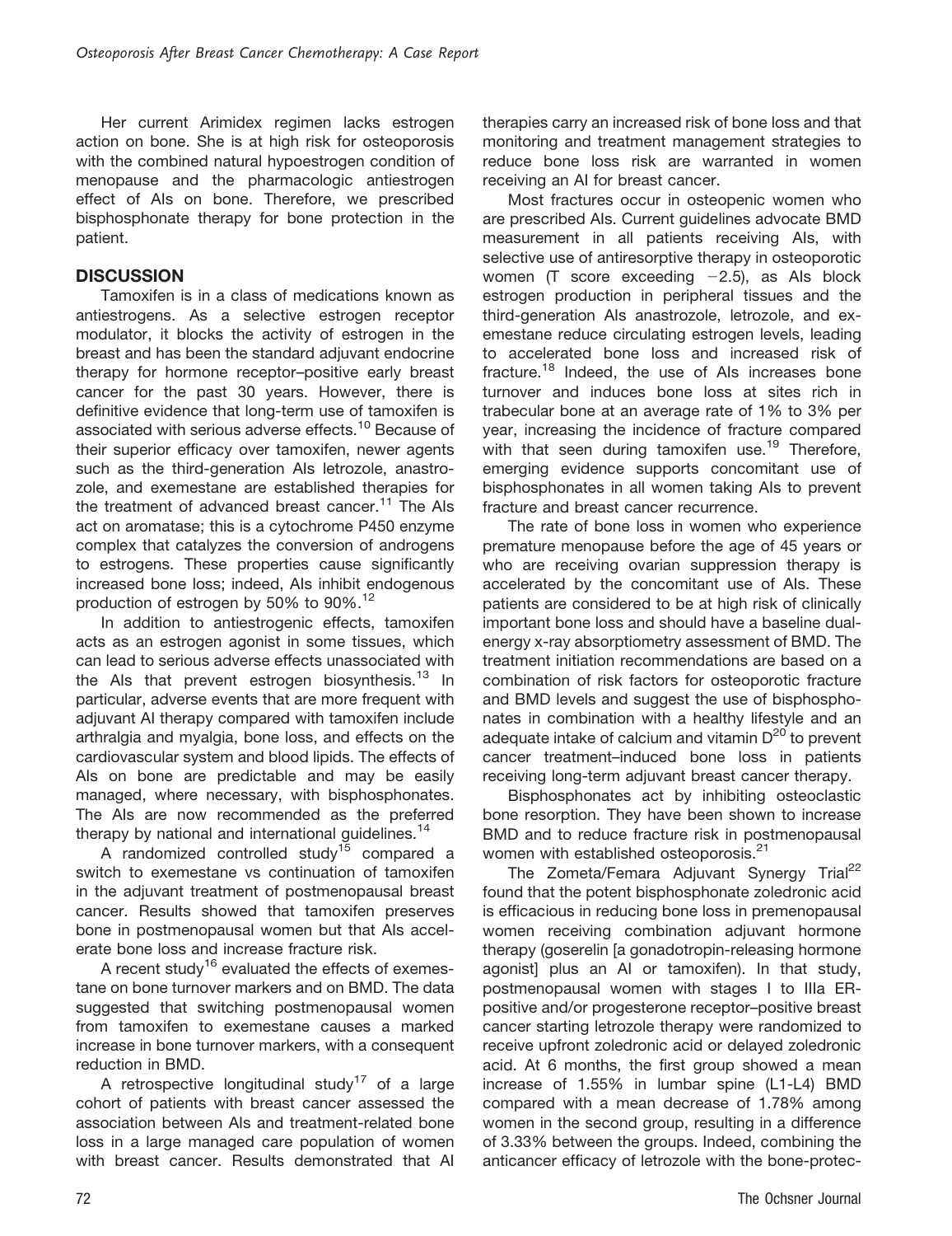Her current Arimidex regimen lacks estrogen action on bone. She is at high risk for osteoporosis with the combined natural hypoestrogen condition of menopause and the pharmacologic antiestrogen effect of AIs on bone. Therefore, we prescribed bisphosphonate therapy for bone protection in the patient.

## DISCUSSION

Tamoxifen is in a class of medications known as antiestrogens. As a selective estrogen receptor modulator, it blocks the activity of estrogen in the breast and has been the standard adjuvant endocrine therapy for hormone receptor–positive early breast cancer for the past 30 years. However, there is definitive evidence that long-term use of tamoxifen is associated with serious adverse effects.[10] Because of their superior efficacy over tamoxifen, newer agents such as the third-generation AIs letrozole, anastrozole, and exemestane are established therapies for the treatment of advanced breast cancer.[11] The AIs act on aromatase; this is a cytochrome P450 enzyme complex that catalyzes the conversion of androgens to estrogens. These properties cause significantly increased bone loss; indeed, AIs inhibit endogenous production of estrogen by 50% to 90%.[12]

In addition to antiestrogenic effects, tamoxifen acts as an estrogen agonist in some tissues, which can lead to serious adverse effects unassociated with the AIs that prevent estrogen biosynthesis.[13] In particular, adverse events that are more frequent with adjuvant AI therapy compared with tamoxifen include arthralgia and myalgia, bone loss, and effects on the cardiovascular system and blood lipids. The effects of AIs on bone are predictable and may be easily managed, where necessary, with bisphosphonates. The AIs are now recommended as the preferred therapy by national and international guidelines.[14]

A randomized controlled study[15] compared a switch to exemestane vs continuation of tamoxifen in the adjuvant treatment of postmenopausal breast cancer. Results showed that tamoxifen preserves bone in postmenopausal women but that AIs accelerate bone loss and increase fracture risk.

A recent study[16] evaluated the effects of exemestane on bone turnover markers and on BMD. The data suggested that switching postmenopausal women from tamoxifen to exemestane causes a marked increase in bone turnover markers, with a consequent reduction in BMD.

A retrospective longitudinal study[17] of a large cohort of patients with breast cancer assessed the association between AIs and treatment-related bone loss in a large managed care population of women with breast cancer. Results demonstrated that AI therapies carry an increased risk of bone loss and that monitoring and treatment management strategies to reduce bone loss risk are warranted in women receiving an AI for breast cancer.

Most fractures occur in osteopenic women who are prescribed AIs. Current guidelines advocate BMD measurement in all patients receiving AIs, with selective use of antiresorptive therapy in osteoporotic women (T score exceeding −2.5), as AIs block estrogen production in peripheral tissues and the third-generation AIs anastrozole, letrozole, and exemestane reduce circulating estrogen levels, leading to accelerated bone loss and increased risk of fracture.[18] Indeed, the use of AIs increases bone turnover and induces bone loss at sites rich in trabecular bone at an average rate of 1% to 3% per year, increasing the incidence of fracture compared with that seen during tamoxifen use.[19] Therefore, emerging evidence supports concomitant use of bisphosphonates in all women taking AIs to prevent fracture and breast cancer recurrence.

The rate of bone loss in women who experience premature menopause before the age of 45 years or who are receiving ovarian suppression therapy is accelerated by the concomitant use of AIs. These patients are considered to be at high risk of clinically important bone loss and should have a baseline dual-energy x-ray absorptiometry assessment of BMD. The treatment initiation recommendations are based on a combination of risk factors for osteoporotic fracture and BMD levels and suggest the use of bisphosphonates in combination with a healthy lifestyle and an adequate intake of calcium and vitamin D[20] to prevent cancer treatment–induced bone loss in patients receiving long-term adjuvant breast cancer therapy.

Bisphosphonates act by inhibiting osteoclastic bone resorption. They have been shown to increase BMD and to reduce fracture risk in postmenopausal women with established osteoporosis.[21]

The Zometa/Femara Adjuvant Synergy Trial[22] found that the potent bisphosphonate zoledronic acid is efficacious in reducing bone loss in premenopausal women receiving combination adjuvant hormone therapy (goserelin [a gonadotropin-releasing hormone agonist] plus an AI or tamoxifen). In that study, postmenopausal women with stages I to IIIa ER-positive and/or progesterone receptor–positive breast cancer starting letrozole therapy were randomized to receive upfront zoledronic acid or delayed zoledronic acid. At 6 months, the first group showed a mean increase of 1.55% in lumbar spine (L1-L4) BMD compared with a mean decrease of 1.78% among women in the second group, resulting in a difference of 3.33% between the groups. Indeed, combining the anticancer efficacy of letrozole with the bone-protec-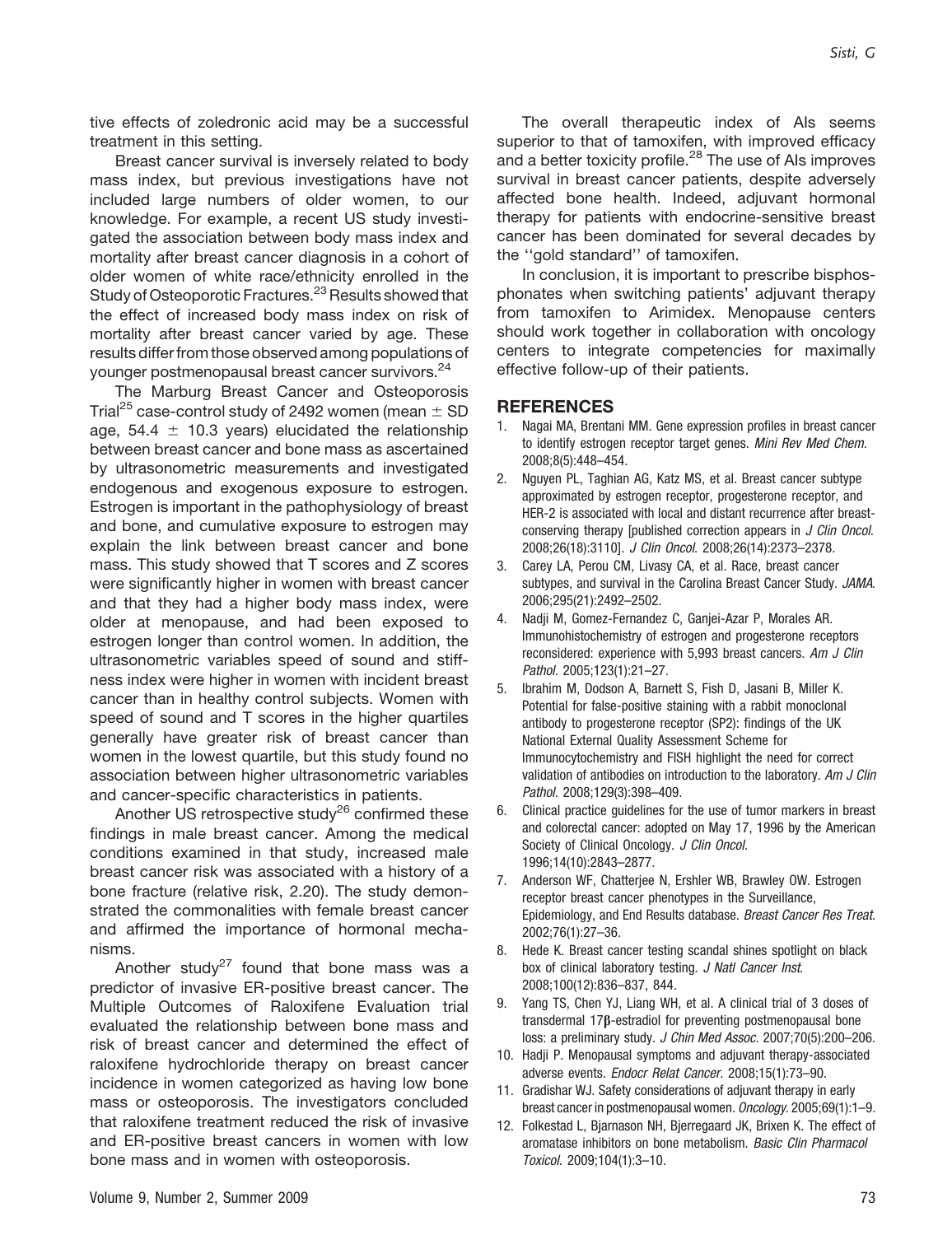tive effects of zoledronic acid may be a successful treatment in this setting.

Breast cancer survival is inversely related to body mass index, but previous investigations have not included large numbers of older women, to our knowledge. For example, a recent US study investigated the association between body mass index and mortality after breast cancer diagnosis in a cohort of older women of white race/ethnicity enrolled in the Study of Osteoporotic Fractures.[23] Results showed that the effect of increased body mass index on risk of mortality after breast cancer varied by age. These results differ from those observed among populations of younger postmenopausal breast cancer survivors.[24]

The Marburg Breast Cancer and Osteoporosis Trial[25] case-control study of 2492 women (mean $\pm$ SD age, 54.4 $\pm$ 10.3 years) elucidated the relationship between breast cancer and bone mass as ascertained by ultrasonometric measurements and investigated endogenous and exogenous exposure to estrogen. Estrogen is important in the pathophysiology of breast and bone, and cumulative exposure to estrogen may explain the link between breast cancer and bone mass. This study showed that T scores and Z scores were significantly higher in women with breast cancer and that they had a higher body mass index, were older at menopause, and had been exposed to estrogen longer than control women. In addition, the ultrasonometric variables speed of sound and stiffness index were higher in women with incident breast cancer than in healthy control subjects. Women with speed of sound and T scores in the higher quartiles generally have greater risk of breast cancer than women in the lowest quartile, but this study found no association between higher ultrasonometric variables and cancer-specific characteristics in patients.

Another US retrospective study[26] confirmed these findings in male breast cancer. Among the medical conditions examined in that study, increased male breast cancer risk was associated with a history of a bone fracture (relative risk, 2.20). The study demonstrated the commonalities with female breast cancer and affirmed the importance of hormonal mechanisms.

Another study[27] found that bone mass was a predictor of invasive ER-positive breast cancer. The Multiple Outcomes of Raloxifene Evaluation trial evaluated the relationship between bone mass and risk of breast cancer and determined the effect of raloxifene hydrochloride therapy on breast cancer incidence in women categorized as having low bone mass or osteoporosis. The investigators concluded that raloxifene treatment reduced the risk of invasive and ER-positive breast cancers in women with low bone mass and in women with osteoporosis.

The overall therapeutic index of AIs seems superior to that of tamoxifen, with improved efficacy and a better toxicity profile.[28] The use of AIs improves survival in breast cancer patients, despite adversely affected bone health. Indeed, adjuvant hormonal therapy for patients with endocrine-sensitive breast cancer has been dominated for several decades by the ''gold standard'' of tamoxifen.

In conclusion, it is important to prescribe bisphosphonates when switching patients' adjuvant therapy from tamoxifen to Arimidex. Menopause centers should work together in collaboration with oncology centers to integrate competencies for maximally effective follow-up of their patients.

## REFERENCES

1. Nagai MA, Brentani MM. Gene expression profiles in breast cancer to identify estrogen receptor target genes. *Mini Rev Med Chem*. 2008;8(5):448–454.
2. Nguyen PL, Taghian AG, Katz MS, et al. Breast cancer subtype approximated by estrogen receptor, progesterone receptor, and HER-2 is associated with local and distant recurrence after breast-conserving therapy [published correction appears in *J Clin Oncol*. 2008;26(18):3110]. *J Clin Oncol*. 2008;26(14):2373–2378.
3. Carey LA, Perou CM, Livasy CA, et al. Race, breast cancer subtypes, and survival in the Carolina Breast Cancer Study. *JAMA*. 2006;295(21):2492–2502.
4. Nadji M, Gomez-Fernandez C, Ganjei-Azar P, Morales AR. Immunohistochemistry of estrogen and progesterone receptors reconsidered: experience with 5,993 breast cancers. *Am J Clin Pathol*. 2005;123(1):21–27.
5. Ibrahim M, Dodson A, Barnett S, Fish D, Jasani B, Miller K. Potential for false-positive staining with a rabbit monoclonal antibody to progesterone receptor (SP2): findings of the UK National External Quality Assessment Scheme for Immunocytochemistry and FISH highlight the need for correct validation of antibodies on introduction to the laboratory. *Am J Clin Pathol*. 2008;129(3):398–409.
6. Clinical practice guidelines for the use of tumor markers in breast and colorectal cancer: adopted on May 17, 1996 by the American Society of Clinical Oncology. *J Clin Oncol*. 1996;14(10):2843–2877.
7. Anderson WF, Chatterjee N, Ershler WB, Brawley OW. Estrogen receptor breast cancer phenotypes in the Surveillance, Epidemiology, and End Results database. *Breast Cancer Res Treat*. 2002;76(1):27–36.
8. Hede K. Breast cancer testing scandal shines spotlight on black box of clinical laboratory testing. *J Natl Cancer Inst*. 2008;100(12):836–837, 844.
9. Yang TS, Chen YJ, Liang WH, et al. A clinical trial of 3 doses of transdermal 17β-estradiol for preventing postmenopausal bone loss: a preliminary study. *J Chin Med Assoc*. 2007;70(5):200–206.
10. Hadji P. Menopausal symptoms and adjuvant therapy-associated adverse events. *Endocr Relat Cancer*. 2008;15(1):73–90.
11. Gradishar WJ. Safety considerations of adjuvant therapy in early breast cancer in postmenopausal women. *Oncology*. 2005;69(1):1–9.
12. Folkestad L, Bjarnason NH, Bjerregaard JK, Brixen K. The effect of aromatase inhibitors on bone metabolism. *Basic Clin Pharmacol Toxicol*. 2009;104(1):3–10.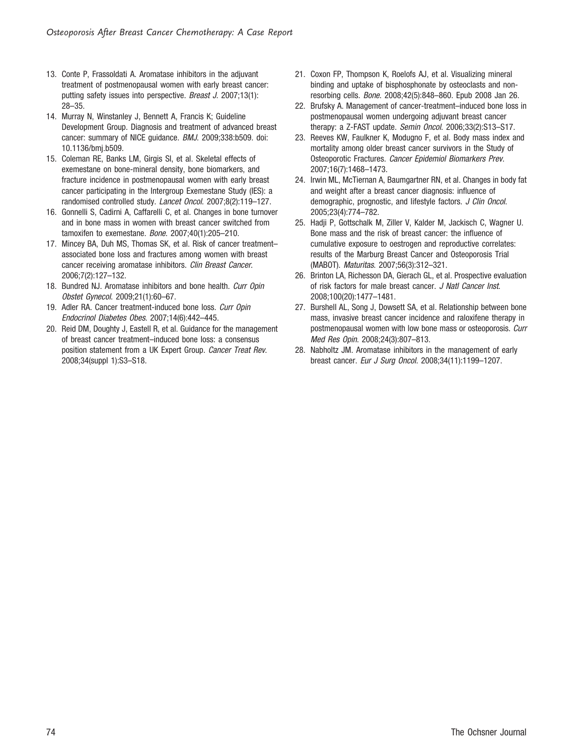13. Conte P, Frassoldati A. Aromatase inhibitors in the adjuvant treatment of postmenopausal women with early breast cancer: putting safety issues into perspective. *Breast J*. 2007;13(1): 28–35.
14. Murray N, Winstanley J, Bennett A, Francis K; Guideline Development Group. Diagnosis and treatment of advanced breast cancer: summary of NICE guidance. *BMJ*. 2009;338:b509. doi: 10.1136/bmj.b509.
15. Coleman RE, Banks LM, Girgis SI, et al. Skeletal effects of exemestane on bone-mineral density, bone biomarkers, and fracture incidence in postmenopausal women with early breast cancer participating in the Intergroup Exemestane Study (IES): a randomised controlled study. *Lancet Oncol*. 2007;8(2):119–127.
16. Gonnelli S, Cadirni A, Caffarelli C, et al. Changes in bone turnover and in bone mass in women with breast cancer switched from tamoxifen to exemestane. *Bone*. 2007;40(1):205–210.
17. Mincey BA, Duh MS, Thomas SK, et al. Risk of cancer treatment–associated bone loss and fractures among women with breast cancer receiving aromatase inhibitors. *Clin Breast Cancer*. 2006;7(2):127–132.
18. Bundred NJ. Aromatase inhibitors and bone health. *Curr Opin Obstet Gynecol*. 2009;21(1):60–67.
19. Adler RA. Cancer treatment-induced bone loss. *Curr Opin Endocrinol Diabetes Obes*. 2007;14(6):442–445.
20. Reid DM, Doughty J, Eastell R, et al. Guidance for the management of breast cancer treatment–induced bone loss: a consensus position statement from a UK Expert Group. *Cancer Treat Rev*. 2008;34(suppl 1):S3–S18.
21. Coxon FP, Thompson K, Roelofs AJ, et al. Visualizing mineral binding and uptake of bisphosphonate by osteoclasts and non-resorbing cells. *Bone*. 2008;42(5):848–860. Epub 2008 Jan 26.
22. Brufsky A. Management of cancer-treatment–induced bone loss in postmenopausal women undergoing adjuvant breast cancer therapy: a Z-FAST update. *Semin Oncol*. 2006;33(2):S13–S17.
23. Reeves KW, Faulkner K, Modugno F, et al. Body mass index and mortality among older breast cancer survivors in the Study of Osteoporotic Fractures. *Cancer Epidemiol Biomarkers Prev*. 2007;16(7):1468–1473.
24. Irwin ML, McTiernan A, Baumgartner RN, et al. Changes in body fat and weight after a breast cancer diagnosis: influence of demographic, prognostic, and lifestyle factors. *J Clin Oncol*. 2005;23(4):774–782.
25. Hadji P, Gottschalk M, Ziller V, Kalder M, Jackisch C, Wagner U. Bone mass and the risk of breast cancer: the influence of cumulative exposure to oestrogen and reproductive correlates: results of the Marburg Breast Cancer and Osteoporosis Trial (MABOT). *Maturitas*. 2007;56(3):312–321.
26. Brinton LA, Richesson DA, Gierach GL, et al. Prospective evaluation of risk factors for male breast cancer. *J Natl Cancer Inst*. 2008;100(20):1477–1481.
27. Burshell AL, Song J, Dowsett SA, et al. Relationship between bone mass, invasive breast cancer incidence and raloxifene therapy in postmenopausal women with low bone mass or osteoporosis. *Curr Med Res Opin*. 2008;24(3):807–813.
28. Nabholtz JM. Aromatase inhibitors in the management of early breast cancer. *Eur J Surg Oncol*. 2008;34(11):1199–1207.